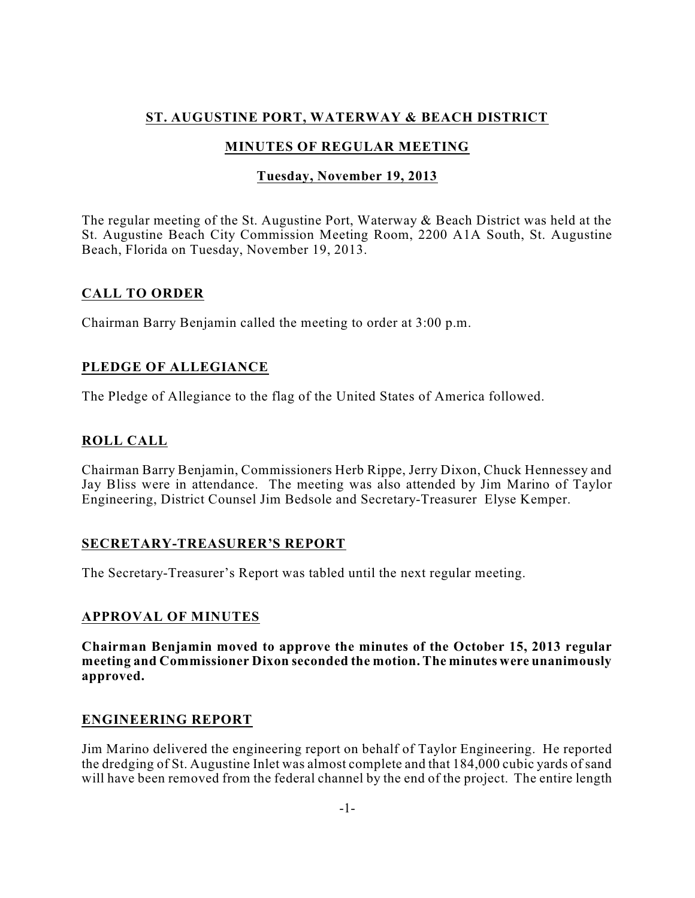# ST. AUGUSTINE PORT, WATERWAY & BEACH DISTRICT

## MINUTES OF REGULAR MEETING

### Tuesday, November 19, 2013

The regular meeting of the St. Augustine Port, Waterway & Beach District was held at the St. Augustine Beach City Commission Meeting Room, 2200 A1A South, St. Augustine Beach, Florida on Tuesday, November 19, 2013.

## CALL TO ORDER

Chairman Barry Benjamin called the meeting to order at 3:00 p.m.

## PLEDGE OF ALLEGIANCE

The Pledge of Allegiance to the flag of the United States of America followed.

## ROLL CALL

Chairman Barry Benjamin, Commissioners Herb Rippe, Jerry Dixon, Chuck Hennessey and Jay Bliss were in attendance. The meeting was also attended by Jim Marino of Taylor Engineering, District Counsel Jim Bedsole and Secretary-Treasurer Elyse Kemper.

## SECRETARY-TREASURER'S REPORT

The Secretary-Treasurer's Report was tabled until the next regular meeting.

## APPROVAL OF MINUTES

**Chairman Benjamin moved to approve the minutes of the October 15, 2013 regular meeting and Commissioner Dixon seconded the motion. The minutes were unanimously approved.**

## ENGINEERING REPORT

Jim Marino delivered the engineering report on behalf of Taylor Engineering. He reported the dredging of St. Augustine Inlet was almost complete and that 184,000 cubic yards of sand will have been removed from the federal channel by the end of the project. The entire length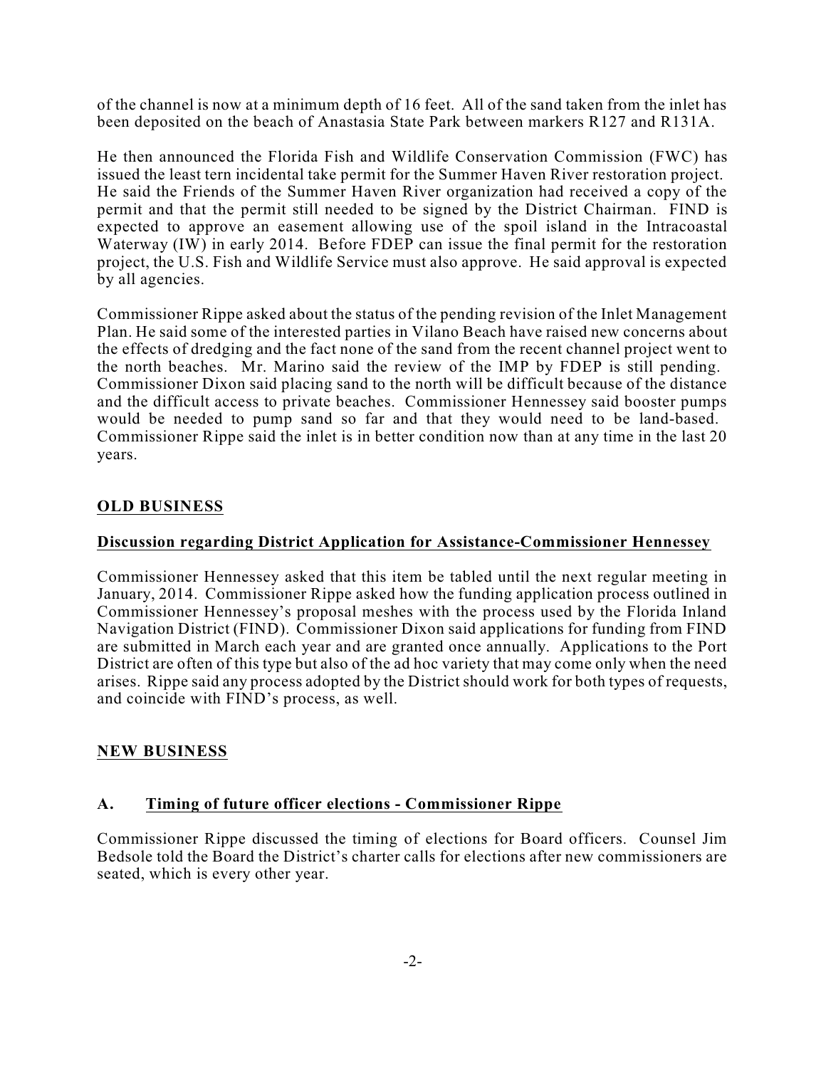of the channel is now at a minimum depth of 16 feet. All of the sand taken from the inlet has been deposited on the beach of Anastasia State Park between markers R127 and R131A.

He then announced the Florida Fish and Wildlife Conservation Commission (FWC) has issued the least tern incidental take permit for the Summer Haven River restoration project. He said the Friends of the Summer Haven River organization had received a copy of the permit and that the permit still needed to be signed by the District Chairman. FIND is expected to approve an easement allowing use of the spoil island in the Intracoastal Waterway (IW) in early 2014. Before FDEP can issue the final permit for the restoration project, the U.S. Fish and Wildlife Service must also approve. He said approval is expected by all agencies.

Commissioner Rippe asked about the status of the pending revision of the Inlet Management Plan. He said some of the interested parties in Vilano Beach have raised new concerns about the effects of dredging and the fact none of the sand from the recent channel project went to the north beaches. Mr. Marino said the review of the IMP by FDEP is still pending. Commissioner Dixon said placing sand to the north will be difficult because of the distance and the difficult access to private beaches. Commissioner Hennessey said booster pumps would be needed to pump sand so far and that they would need to be land-based. Commissioner Rippe said the inlet is in better condition now than at any time in the last 20 years.

## OLD BUSINESS

### Discussion regarding District Application for Assistance-Commissioner Hennessey

Commissioner Hennessey asked that this item be tabled until the next regular meeting in January, 2014. Commissioner Rippe asked how the funding application process outlined in Commissioner Hennessey's proposal meshes with the process used by the Florida Inland Navigation District (FIND). Commissioner Dixon said applications for funding from FIND are submitted in March each year and are granted once annually. Applications to the Port District are often of this type but also of the ad hoc variety that may come only when the need arises. Rippe said any process adopted by the District should work for both types of requests, and coincide with FIND's process, as well.

## NEW BUSINESS

### A. Timing of future officer elections - Commissioner Rippe

Commissioner Rippe discussed the timing of elections for Board officers. Counsel Jim Bedsole told the Board the District's charter calls for elections after new commissioners are seated, which is every other year.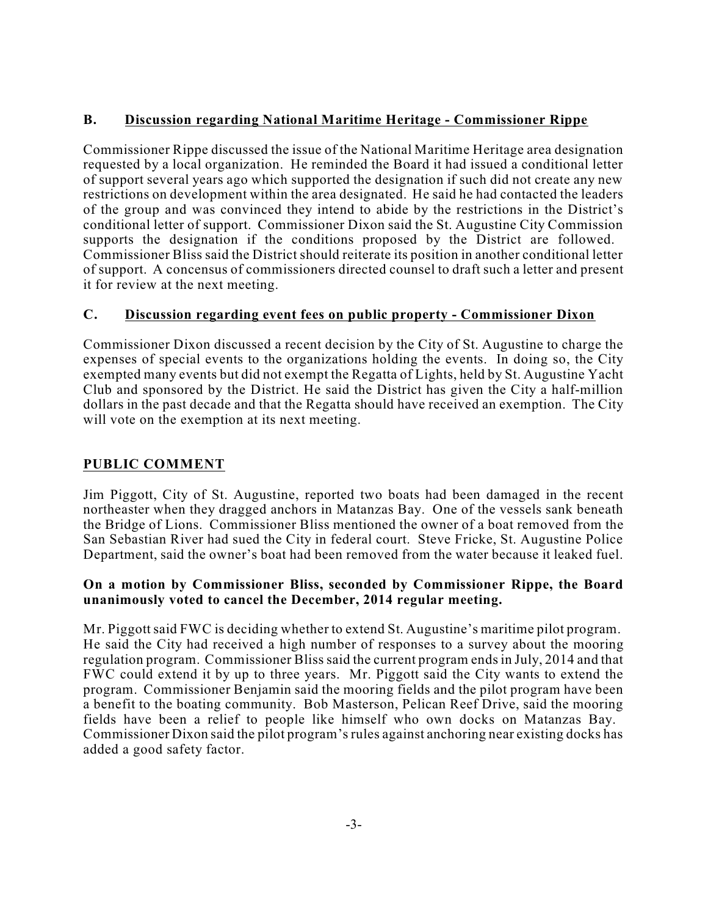**B. Discussion regarding National Maritime Heritage - Commissioner Rippe**

Commissioner Rippe discussed the issue of the National Maritime Heritage area designation requested by a local organization. He reminded the Board it had issued a conditional letter of support several years ago which supported the designation if such did not create any new restrictions on development within the area designated. He said he had contacted the leaders of the group and was convinced they intend to abide by the restrictions in the District's conditional letter of support. Commissioner Dixon said the St. Augustine City Commission supports the designation if the conditions proposed by the District are followed. Commissioner Bliss said the District should reiterate its position in another conditional letter of support. A concensus of commissioners directed counsel to draft such a letter and present it for review at the next meeting.

**C. Discussion regarding event fees on public property - Commissioner Dixon**

Commissioner Dixon discussed a recent decision by the City of St. Augustine to charge the expenses of special events to the organizations holding the events. In doing so, the City exempted many events but did not exempt the Regatta of Lights, held by St. Augustine Yacht Club and sponsored by the District. He said the District has given the City a half-million dollars in the past decade and that the Regatta should have received an exemption. The City will vote on the exemption at its next meeting.

**PUBLIC COMMENT**

Jim Piggott, City of St. Augustine, reported two boats had been damaged in the recent northeaster when they dragged anchors in Matanzas Bay. One of the vessels sank beneath the Bridge of Lions. Commissioner Bliss mentioned the owner of a boat removed from the San Sebastian River had sued the City in federal court. Steve Fricke, St. Augustine Police Department, said the owner's boat had been removed from the water because it leaked fuel.

**On a motion by Commissioner Bliss, seconded by Commissioner Rippe, the Board unanimously voted to cancel the December, 2014 regular meeting.**

Mr. Piggott said FWC is deciding whether to extend St. Augustine's maritime pilot program. He said the City had received a high number of responses to a survey about the mooring regulation program. Commissioner Bliss said the current program ends in July, 2014 and that FWC could extend it by up to three years. Mr. Piggott said the City wants to extend the program. Commissioner Benjamin said the mooring fields and the pilot program have been a benefit to the boating community. Bob Masterson, Pelican Reef Drive, said the mooring fields have been a relief to people like himself who own docks on Matanzas Bay. Commissioner Dixon said the pilot program's rules against anchoring near existing docks has added a good safety factor.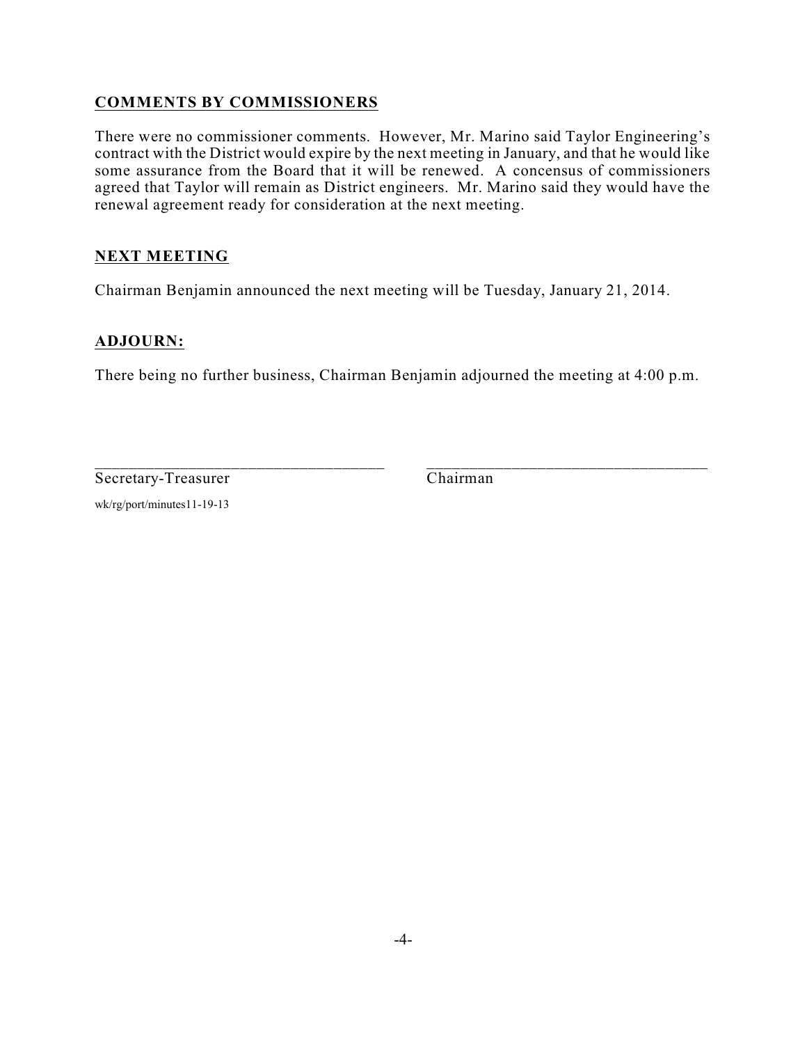## COMMENTS BY COMMISSIONERS

There were no commissioner comments. However, Mr. Marino said Taylor Engineering's contract with the District would expire by the next meeting in January, and that he would like some assurance from the Board that it will be renewed. A concensus of commissioners agreed that Taylor will remain as District engineers. Mr. Marino said they would have the renewal agreement ready for consideration at the next meeting.

## NEXT MEETING

Chairman Benjamin announced the next meeting will be Tuesday, January 21, 2014.

## ADJOURN:

There being no further business, Chairman Benjamin adjourned the meeting at 4:00 p.m.

___________________________________ ___________________________________

Secretary-Treasurer Chairman

wk/rg/port/minutes11-19-13